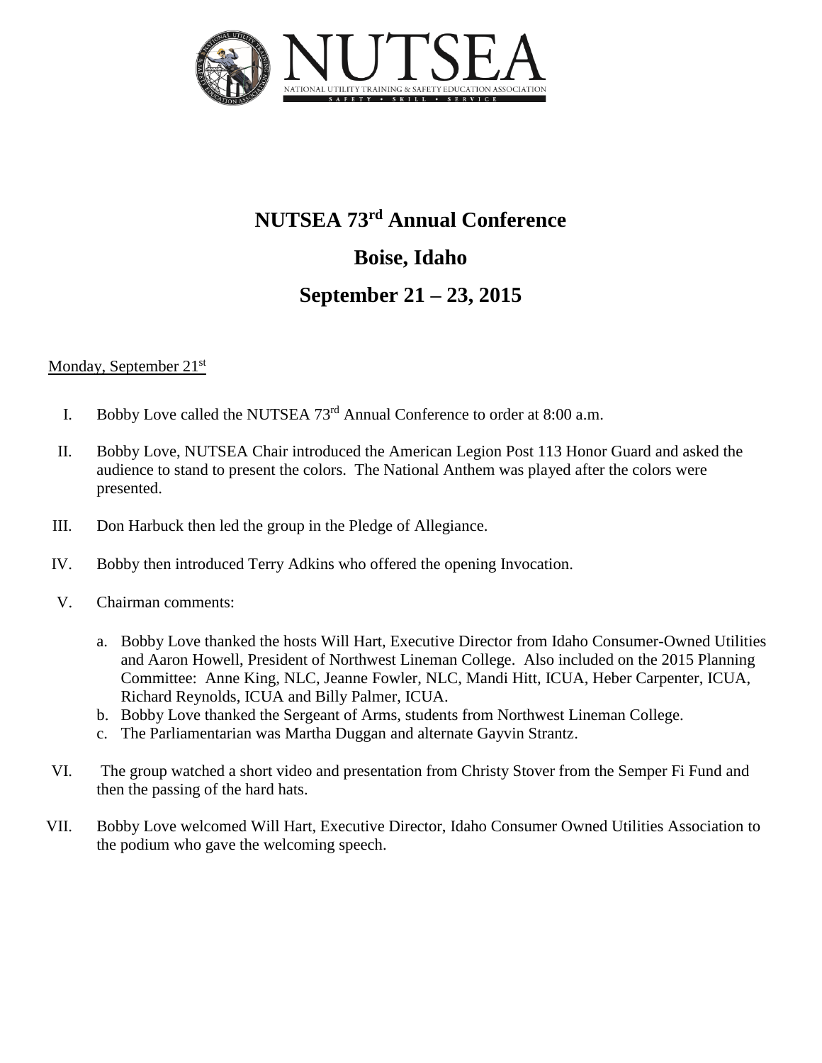# NUTSEA 73rd Annual Conference

## Boise, Idaho

## September 21 – 23, 2015

Monday, September 21st

I. Bobby Love called the NUTSEA 73rd Annual Conference to order at 8:00 a.m.

II. Bobby Love, NUTSEA Chair introduced the American Legion Post 113 Honor Guard and asked the audience to stand to present the colors. The National Anthem was played after the colors were presented.

III. Don Harbuck then led the group in the Pledge of Allegiance.

IV. Bobby then introduced Terry Adkins who offered the opening Invocation.

V. Chairman comments:

   a. Bobby Love thanked the hosts Will Hart, Executive Director from Idaho Consumer-Owned Utilities and Aaron Howell, President of Northwest Lineman College. Also included on the 2015 Planning Committee: Anne King, NLC, Jeanne Fowler, NLC, Mandi Hitt, ICUA, Heber Carpenter, ICUA, Richard Reynolds, ICUA and Billy Palmer, ICUA.
   b. Bobby Love thanked the Sergeant of Arms, students from Northwest Lineman College.
   c. The Parliamentarian was Martha Duggan and alternate Gayvin Strantz.

VI. The group watched a short video and presentation from Christy Stover from the Semper Fi Fund and then the passing of the hard hats.

VII. Bobby Love welcomed Will Hart, Executive Director, Idaho Consumer Owned Utilities Association to the podium who gave the welcoming speech.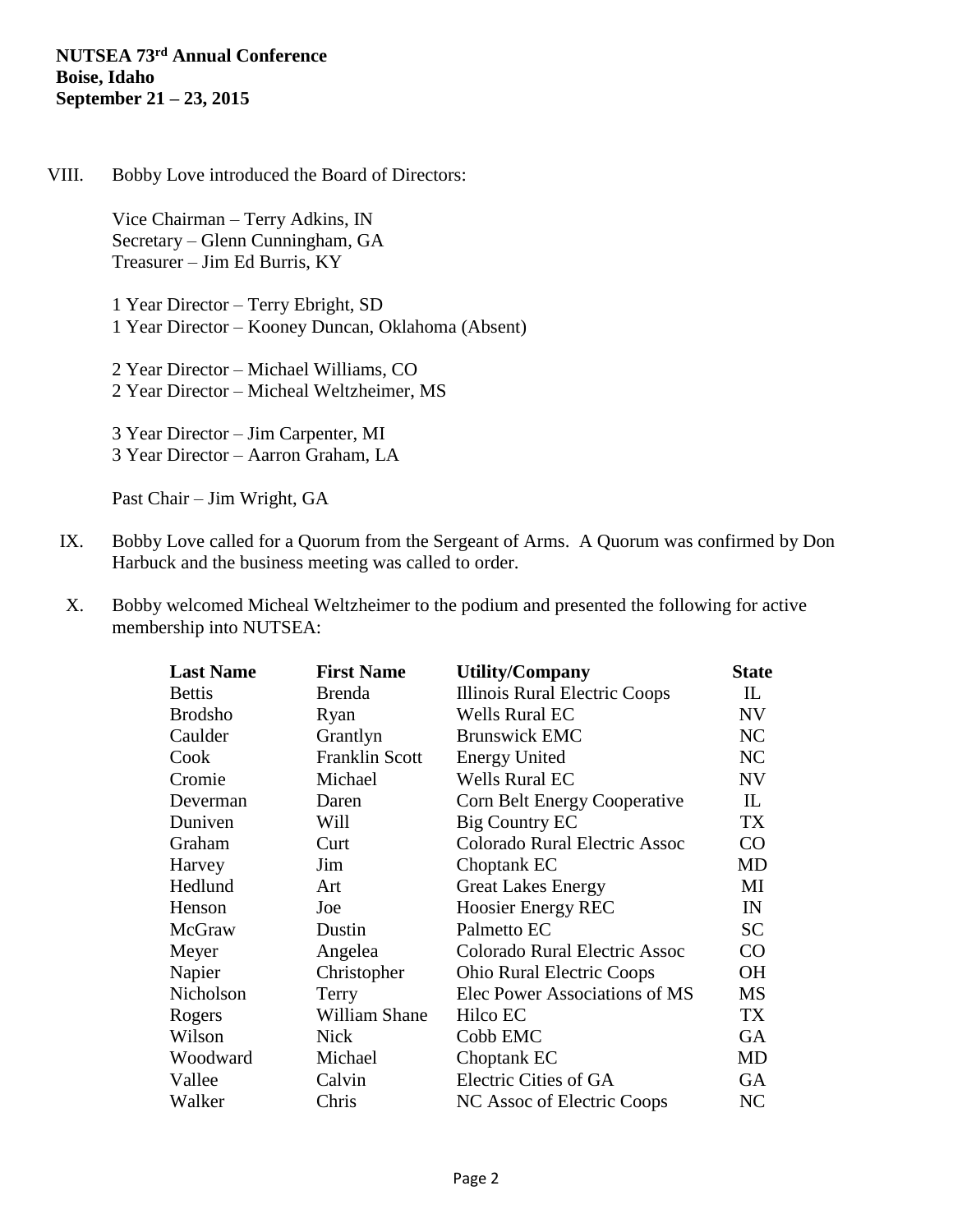**NUTSEA 73rd Annual Conference**
**Boise, Idaho**
**September 21 – 23, 2015**

VIII. Bobby Love introduced the Board of Directors:

Vice Chairman – Terry Adkins, IN
Secretary – Glenn Cunningham, GA
Treasurer – Jim Ed Burris, KY

1 Year Director – Terry Ebright, SD
1 Year Director – Kooney Duncan, Oklahoma (Absent)

2 Year Director – Michael Williams, CO
2 Year Director – Micheal Weltzheimer, MS

3 Year Director – Jim Carpenter, MI
3 Year Director – Aarron Graham, LA

Past Chair – Jim Wright, GA

IX. Bobby Love called for a Quorum from the Sergeant of Arms. A Quorum was confirmed by Don Harbuck and the business meeting was called to order.

X. Bobby welcomed Micheal Weltzheimer to the podium and presented the following for active membership into NUTSEA:

| Last Name | First Name | Utility/Company | State |
|---|---|---|---|
| Bettis | Brenda | Illinois Rural Electric Coops | IL |
| Brodsho | Ryan | Wells Rural EC | NV |
| Caulder | Grantlyn | Brunswick EMC | NC |
| Cook | Franklin Scott | Energy United | NC |
| Cromie | Michael | Wells Rural EC | NV |
| Deverman | Daren | Corn Belt Energy Cooperative | IL |
| Duniven | Will | Big Country EC | TX |
| Graham | Curt | Colorado Rural Electric Assoc | CO |
| Harvey | Jim | Choptank EC | MD |
| Hedlund | Art | Great Lakes Energy | MI |
| Henson | Joe | Hoosier Energy REC | IN |
| McGraw | Dustin | Palmetto EC | SC |
| Meyer | Angelea | Colorado Rural Electric Assoc | CO |
| Napier | Christopher | Ohio Rural Electric Coops | OH |
| Nicholson | Terry | Elec Power Associations of MS | MS |
| Rogers | William Shane | Hilco EC | TX |
| Wilson | Nick | Cobb EMC | GA |
| Woodward | Michael | Choptank EC | MD |
| Vallee | Calvin | Electric Cities of GA | GA |
| Walker | Chris | NC Assoc of Electric Coops | NC |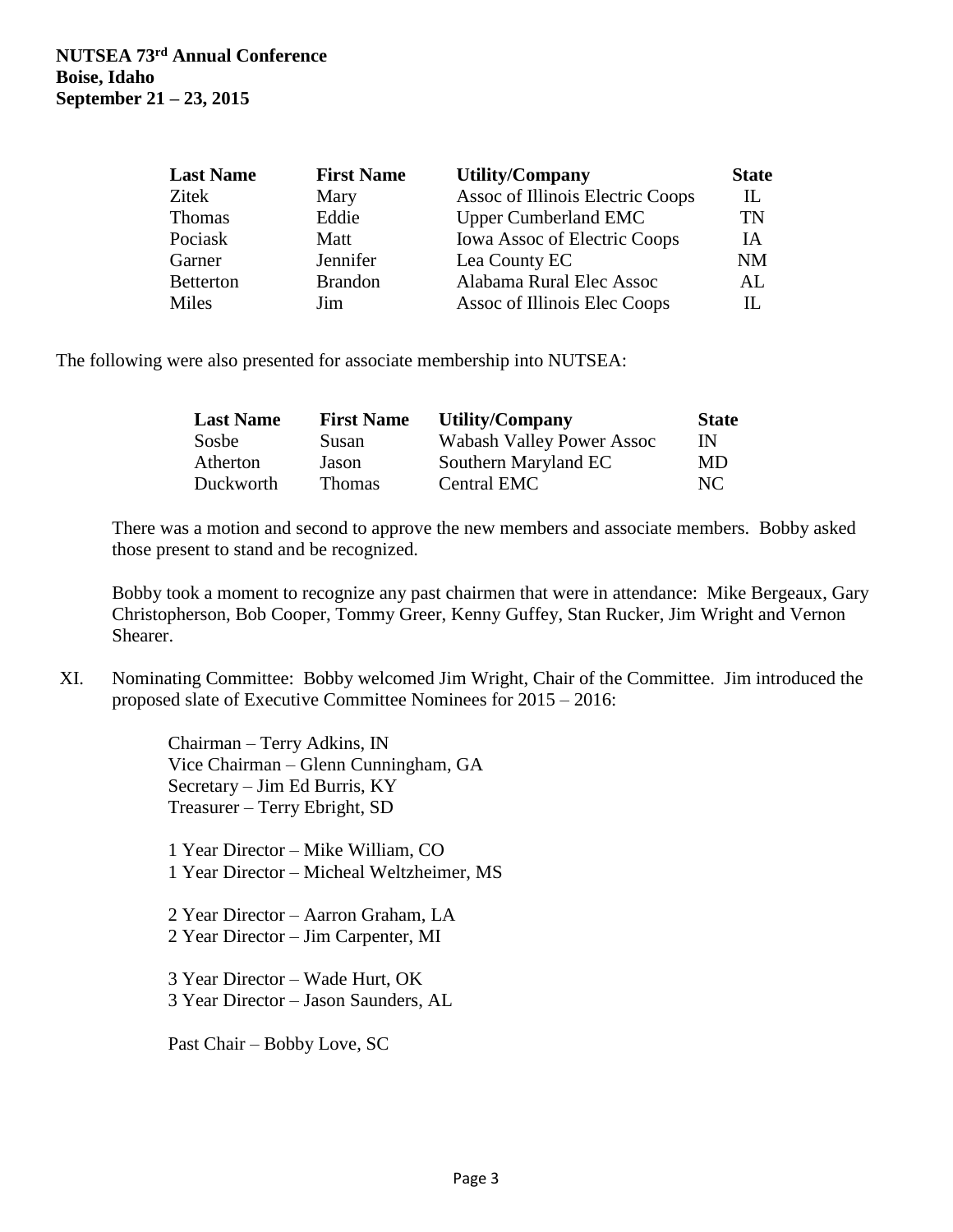| Last Name | First Name | Utility/Company | State |
|---|---|---|---|
| Zitek | Mary | Assoc of Illinois Electric Coops | IL |
| Thomas | Eddie | Upper Cumberland EMC | TN |
| Pociask | Matt | Iowa Assoc of Electric Coops | IA |
| Garner | Jennifer | Lea County EC | NM |
| Betterton | Brandon | Alabama Rural Elec Assoc | AL |
| Miles | Jim | Assoc of Illinois Elec Coops | IL |

The following were also presented for associate membership into NUTSEA:

| Last Name | First Name | Utility/Company | State |
|---|---|---|---|
| Sosbe | Susan | Wabash Valley Power Assoc | IN |
| Atherton | Jason | Southern Maryland EC | MD |
| Duckworth | Thomas | Central EMC | NC |

There was a motion and second to approve the new members and associate members. Bobby asked those present to stand and be recognized.

Bobby took a moment to recognize any past chairmen that were in attendance: Mike Bergeaux, Gary Christopherson, Bob Cooper, Tommy Greer, Kenny Guffey, Stan Rucker, Jim Wright and Vernon Shearer.

XI. Nominating Committee: Bobby welcomed Jim Wright, Chair of the Committee. Jim introduced the proposed slate of Executive Committee Nominees for 2015 – 2016:

Chairman – Terry Adkins, IN
Vice Chairman – Glenn Cunningham, GA
Secretary – Jim Ed Burris, KY
Treasurer – Terry Ebright, SD

1 Year Director – Mike William, CO
1 Year Director – Micheal Weltzheimer, MS

2 Year Director – Aarron Graham, LA
2 Year Director – Jim Carpenter, MI

3 Year Director – Wade Hurt, OK
3 Year Director – Jason Saunders, AL

Past Chair – Bobby Love, SC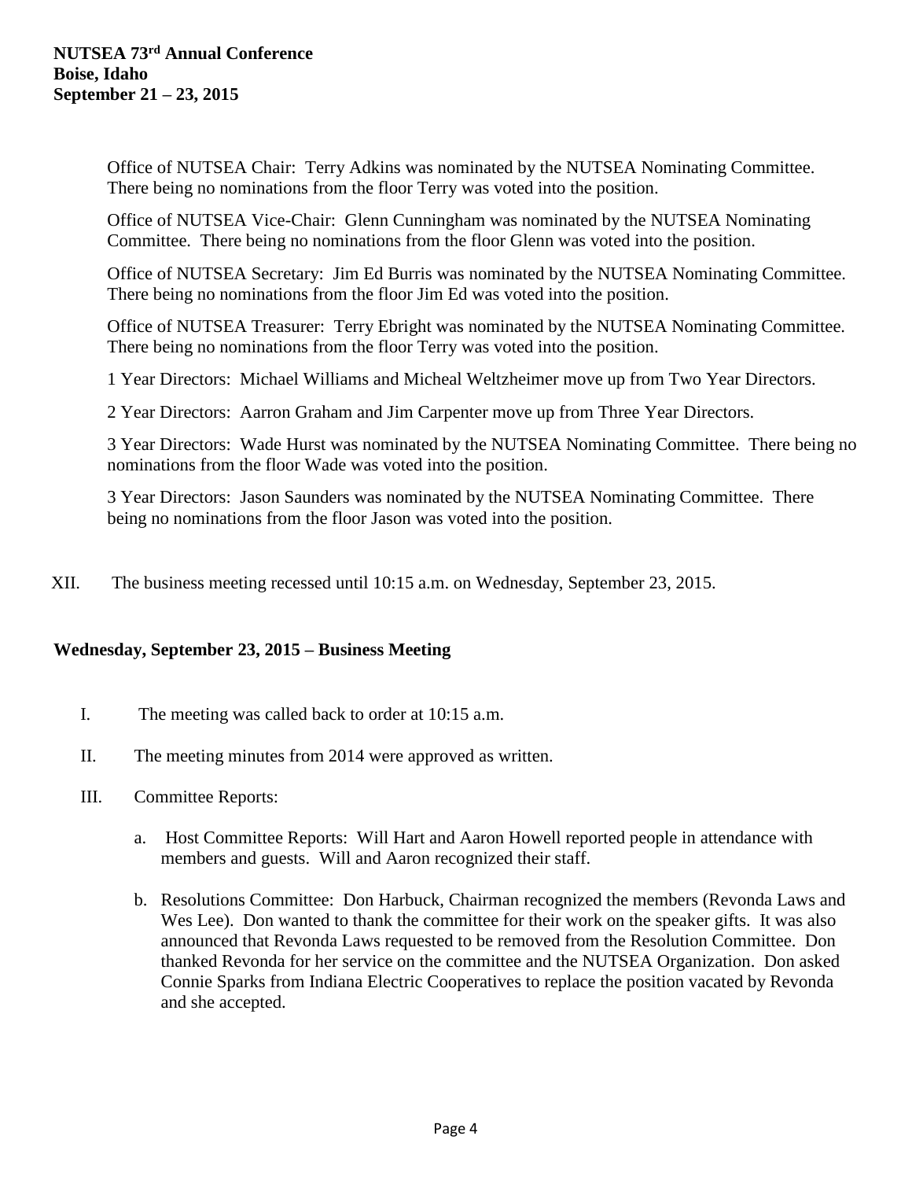Office of NUTSEA Chair: Terry Adkins was nominated by the NUTSEA Nominating Committee. There being no nominations from the floor Terry was voted into the position.

Office of NUTSEA Vice-Chair: Glenn Cunningham was nominated by the NUTSEA Nominating Committee. There being no nominations from the floor Glenn was voted into the position.

Office of NUTSEA Secretary: Jim Ed Burris was nominated by the NUTSEA Nominating Committee. There being no nominations from the floor Jim Ed was voted into the position.

Office of NUTSEA Treasurer: Terry Ebright was nominated by the NUTSEA Nominating Committee. There being no nominations from the floor Terry was voted into the position.

1 Year Directors: Michael Williams and Micheal Weltzheimer move up from Two Year Directors.

2 Year Directors: Aarron Graham and Jim Carpenter move up from Three Year Directors.

3 Year Directors: Wade Hurst was nominated by the NUTSEA Nominating Committee. There being no nominations from the floor Wade was voted into the position.

3 Year Directors: Jason Saunders was nominated by the NUTSEA Nominating Committee. There being no nominations from the floor Jason was voted into the position.

XII. The business meeting recessed until 10:15 a.m. on Wednesday, September 23, 2015.

## Wednesday, September 23, 2015 – Business Meeting

I. The meeting was called back to order at 10:15 a.m.

II. The meeting minutes from 2014 were approved as written.

III. Committee Reports:

a. Host Committee Reports: Will Hart and Aaron Howell reported people in attendance with members and guests. Will and Aaron recognized their staff.

b. Resolutions Committee: Don Harbuck, Chairman recognized the members (Revonda Laws and Wes Lee). Don wanted to thank the committee for their work on the speaker gifts. It was also announced that Revonda Laws requested to be removed from the Resolution Committee. Don thanked Revonda for her service on the committee and the NUTSEA Organization. Don asked Connie Sparks from Indiana Electric Cooperatives to replace the position vacated by Revonda and she accepted.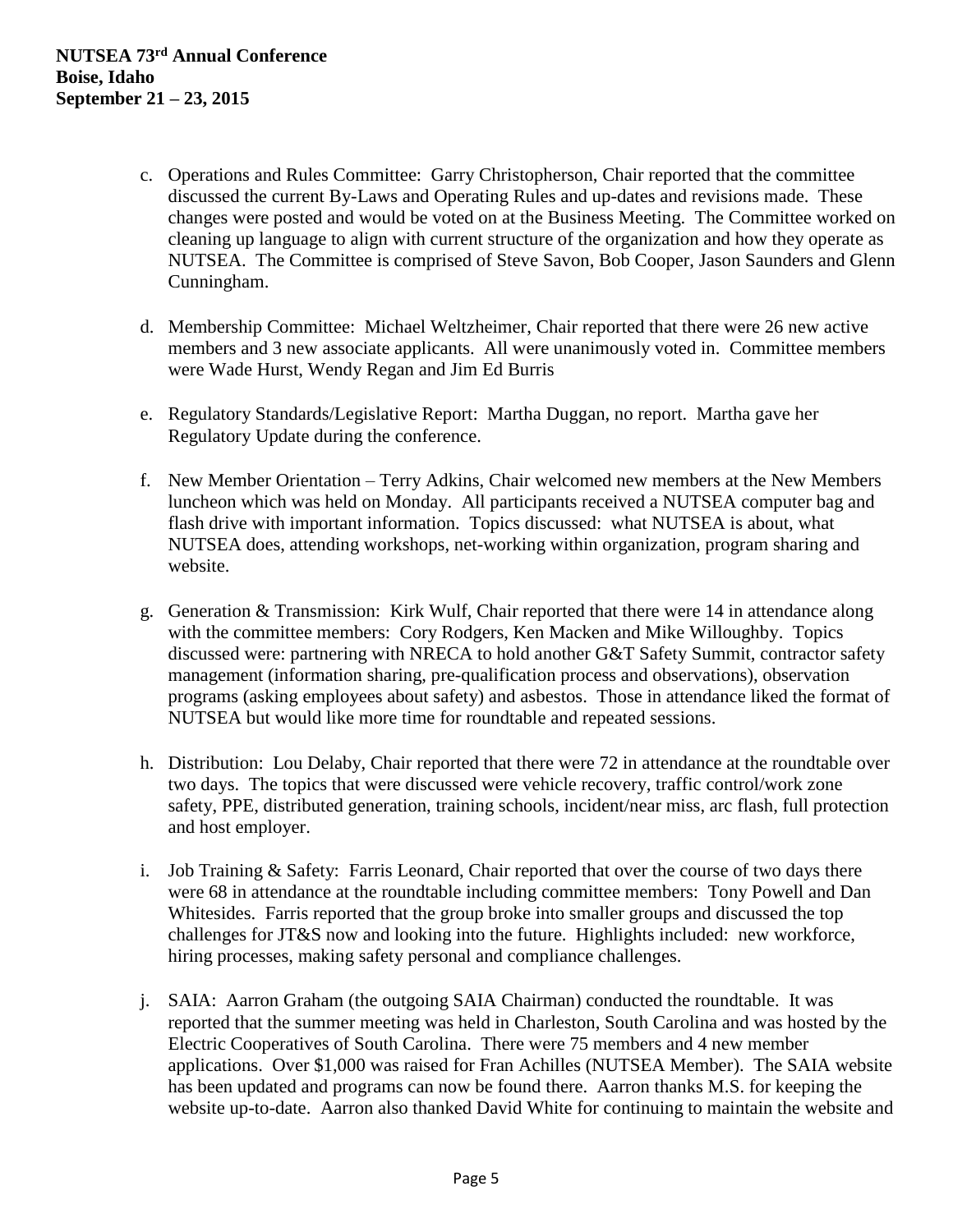c. Operations and Rules Committee: Garry Christopherson, Chair reported that the committee discussed the current By-Laws and Operating Rules and up-dates and revisions made. These changes were posted and would be voted on at the Business Meeting. The Committee worked on cleaning up language to align with current structure of the organization and how they operate as NUTSEA. The Committee is comprised of Steve Savon, Bob Cooper, Jason Saunders and Glenn Cunningham.

d. Membership Committee: Michael Weltzheimer, Chair reported that there were 26 new active members and 3 new associate applicants. All were unanimously voted in. Committee members were Wade Hurst, Wendy Regan and Jim Ed Burris

e. Regulatory Standards/Legislative Report: Martha Duggan, no report. Martha gave her Regulatory Update during the conference.

f. New Member Orientation – Terry Adkins, Chair welcomed new members at the New Members luncheon which was held on Monday. All participants received a NUTSEA computer bag and flash drive with important information. Topics discussed: what NUTSEA is about, what NUTSEA does, attending workshops, net-working within organization, program sharing and website.

g. Generation & Transmission: Kirk Wulf, Chair reported that there were 14 in attendance along with the committee members: Cory Rodgers, Ken Macken and Mike Willoughby. Topics discussed were: partnering with NRECA to hold another G&T Safety Summit, contractor safety management (information sharing, pre-qualification process and observations), observation programs (asking employees about safety) and asbestos. Those in attendance liked the format of NUTSEA but would like more time for roundtable and repeated sessions.

h. Distribution: Lou Delaby, Chair reported that there were 72 in attendance at the roundtable over two days. The topics that were discussed were vehicle recovery, traffic control/work zone safety, PPE, distributed generation, training schools, incident/near miss, arc flash, full protection and host employer.

i. Job Training & Safety: Farris Leonard, Chair reported that over the course of two days there were 68 in attendance at the roundtable including committee members: Tony Powell and Dan Whitesides. Farris reported that the group broke into smaller groups and discussed the top challenges for JT&S now and looking into the future. Highlights included: new workforce, hiring processes, making safety personal and compliance challenges.

j. SAIA: Aarron Graham (the outgoing SAIA Chairman) conducted the roundtable. It was reported that the summer meeting was held in Charleston, South Carolina and was hosted by the Electric Cooperatives of South Carolina. There were 75 members and 4 new member applications. Over $1,000 was raised for Fran Achilles (NUTSEA Member). The SAIA website has been updated and programs can now be found there. Aarron thanks M.S. for keeping the website up-to-date. Aarron also thanked David White for continuing to maintain the website and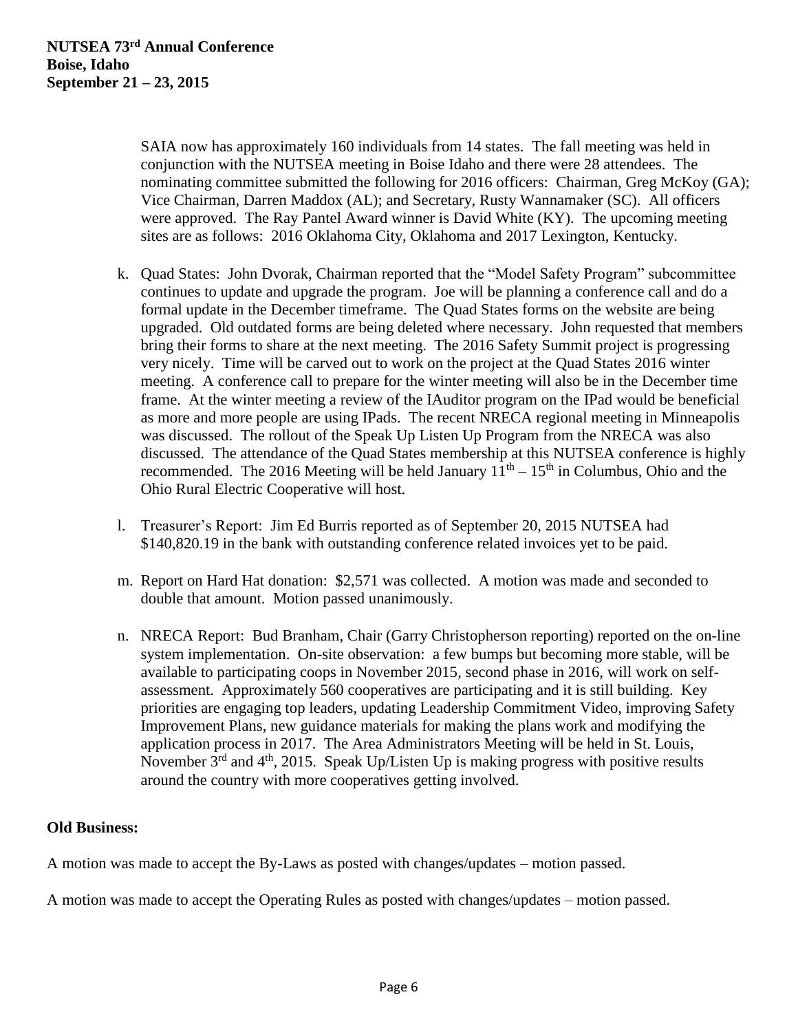SAIA now has approximately 160 individuals from 14 states. The fall meeting was held in conjunction with the NUTSEA meeting in Boise Idaho and there were 28 attendees. The nominating committee submitted the following for 2016 officers: Chairman, Greg McKoy (GA); Vice Chairman, Darren Maddox (AL); and Secretary, Rusty Wannamaker (SC). All officers were approved. The Ray Pantel Award winner is David White (KY). The upcoming meeting sites are as follows: 2016 Oklahoma City, Oklahoma and 2017 Lexington, Kentucky.

k. Quad States: John Dvorak, Chairman reported that the "Model Safety Program" subcommittee continues to update and upgrade the program. Joe will be planning a conference call and do a formal update in the December timeframe. The Quad States forms on the website are being upgraded. Old outdated forms are being deleted where necessary. John requested that members bring their forms to share at the next meeting. The 2016 Safety Summit project is progressing very nicely. Time will be carved out to work on the project at the Quad States 2016 winter meeting. A conference call to prepare for the winter meeting will also be in the December time frame. At the winter meeting a review of the IAuditor program on the IPad would be beneficial as more and more people are using IPads. The recent NRECA regional meeting in Minneapolis was discussed. The rollout of the Speak Up Listen Up Program from the NRECA was also discussed. The attendance of the Quad States membership at this NUTSEA conference is highly recommended. The 2016 Meeting will be held January 11th – 15th in Columbus, Ohio and the Ohio Rural Electric Cooperative will host.

l. Treasurer's Report: Jim Ed Burris reported as of September 20, 2015 NUTSEA had $140,820.19 in the bank with outstanding conference related invoices yet to be paid.

m. Report on Hard Hat donation: $2,571 was collected. A motion was made and seconded to double that amount. Motion passed unanimously.

n. NRECA Report: Bud Branham, Chair (Garry Christopherson reporting) reported on the on-line system implementation. On-site observation: a few bumps but becoming more stable, will be available to participating coops in November 2015, second phase in 2016, will work on self-assessment. Approximately 560 cooperatives are participating and it is still building. Key priorities are engaging top leaders, updating Leadership Commitment Video, improving Safety Improvement Plans, new guidance materials for making the plans work and modifying the application process in 2017. The Area Administrators Meeting will be held in St. Louis, November 3rd and 4th, 2015. Speak Up/Listen Up is making progress with positive results around the country with more cooperatives getting involved.

**Old Business:**

A motion was made to accept the By-Laws as posted with changes/updates – motion passed.

A motion was made to accept the Operating Rules as posted with changes/updates – motion passed.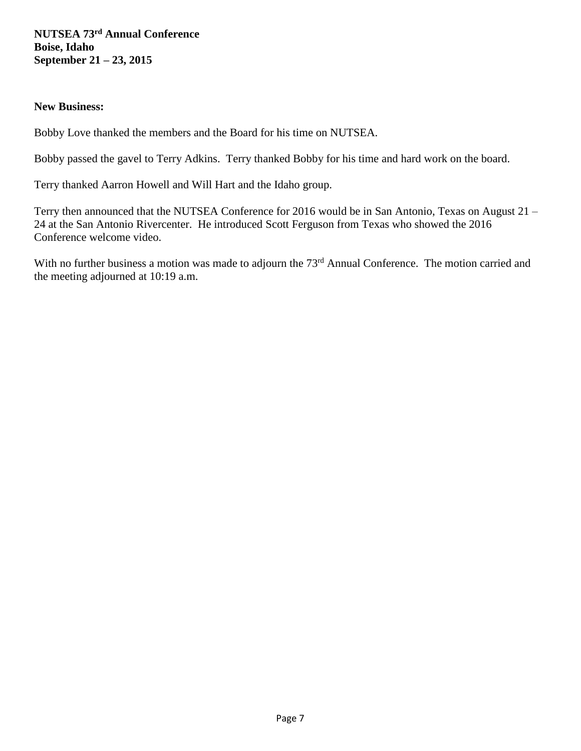**New Business:**

Bobby Love thanked the members and the Board for his time on NUTSEA.

Bobby passed the gavel to Terry Adkins. Terry thanked Bobby for his time and hard work on the board.

Terry thanked Aarron Howell and Will Hart and the Idaho group.

Terry then announced that the NUTSEA Conference for 2016 would be in San Antonio, Texas on August 21 – 24 at the San Antonio Rivercenter. He introduced Scott Ferguson from Texas who showed the 2016 Conference welcome video.

With no further business a motion was made to adjourn the 73rd Annual Conference. The motion carried and the meeting adjourned at 10:19 a.m.